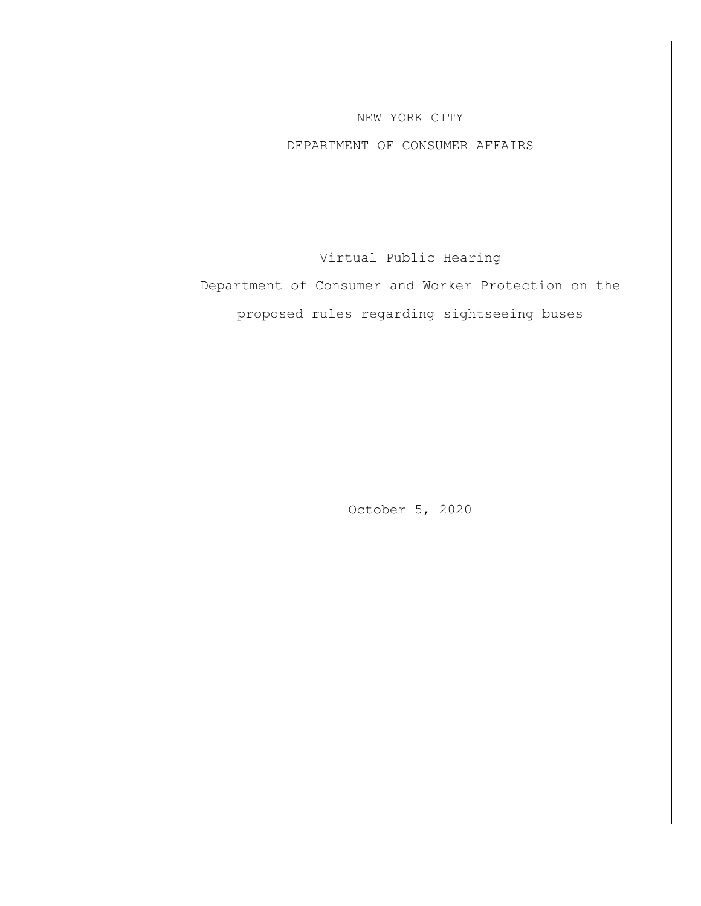NEW YORK CITY

DEPARTMENT OF CONSUMER AFFAIRS

Virtual Public Hearing

Department of Consumer and Worker Protection on the proposed rules regarding sightseeing buses

October 5, 2020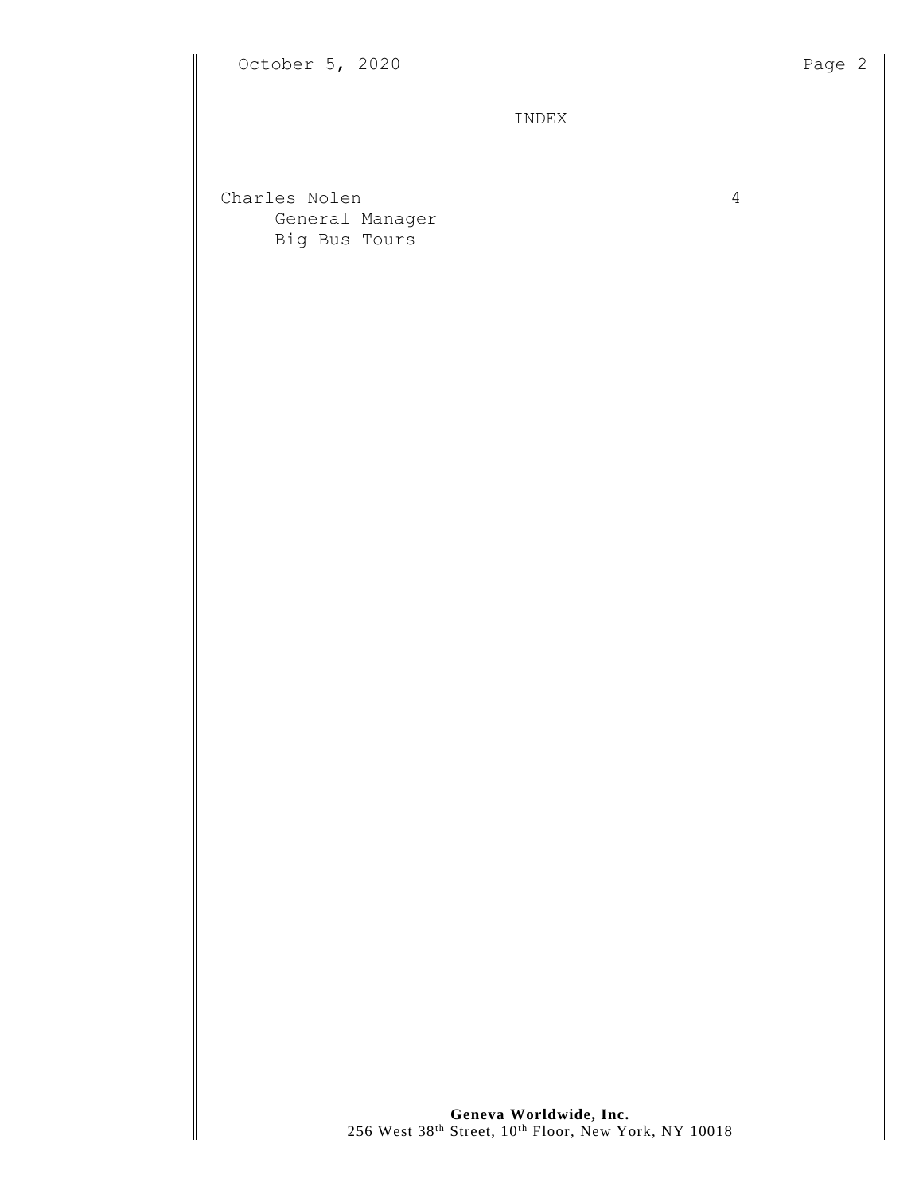# INDEX

| | |
|---|---|
| Charles Nolen<br>General Manager<br>Big Bus Tours | 4 |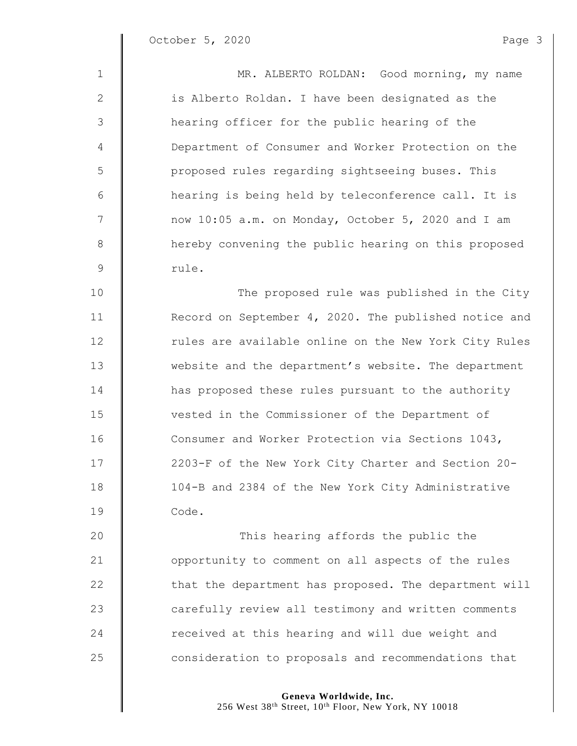MR. ALBERTO ROLDAN: Good morning, my name is Alberto Roldan. I have been designated as the hearing officer for the public hearing of the Department of Consumer and Worker Protection on the proposed rules regarding sightseeing buses. This hearing is being held by teleconference call. It is now 10:05 a.m. on Monday, October 5, 2020 and I am hereby convening the public hearing on this proposed rule.

The proposed rule was published in the City Record on September 4, 2020. The published notice and rules are available online on the New York City Rules website and the department's website. The department has proposed these rules pursuant to the authority vested in the Commissioner of the Department of Consumer and Worker Protection via Sections 1043, 2203-F of the New York City Charter and Section 20-104-B and 2384 of the New York City Administrative Code.

This hearing affords the public the opportunity to comment on all aspects of the rules that the department has proposed. The department will carefully review all testimony and written comments received at this hearing and will due weight and consideration to proposals and recommendations that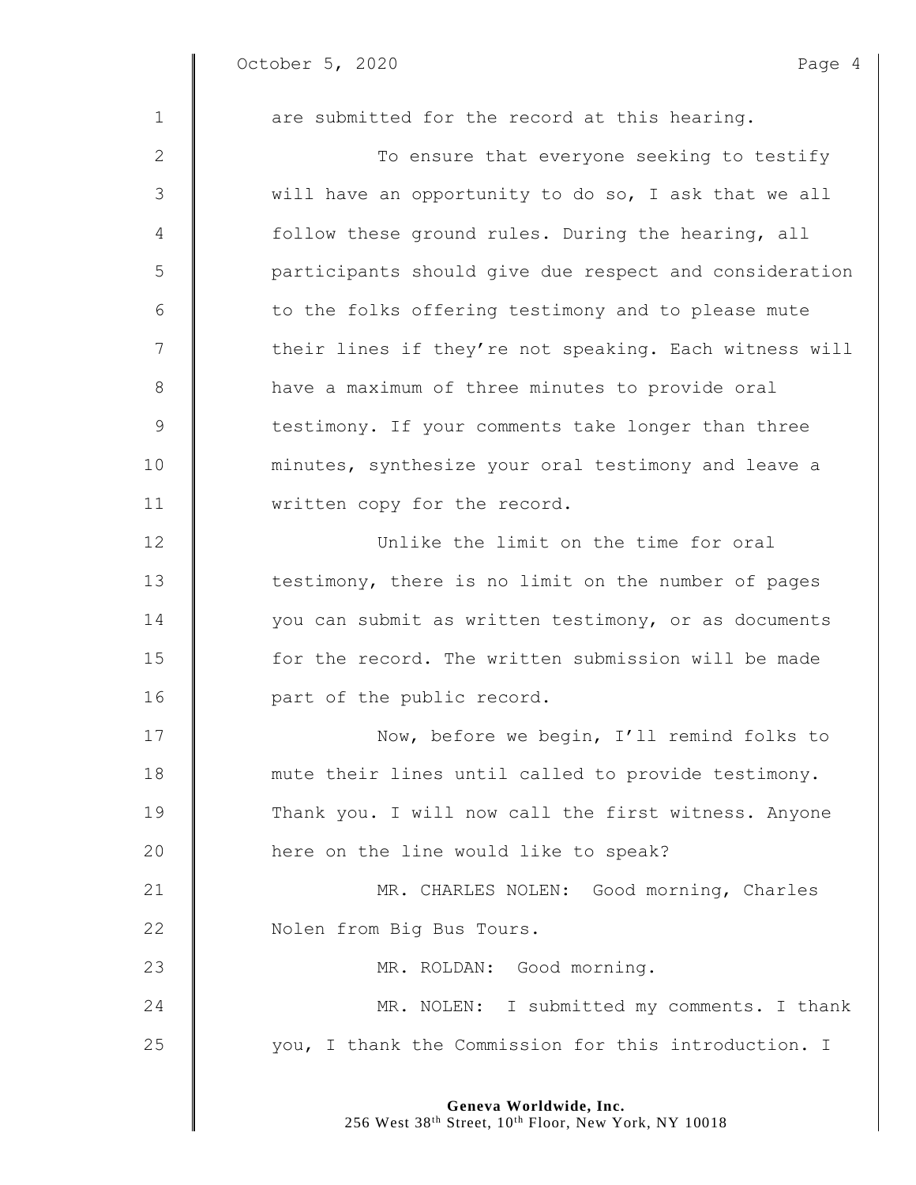are submitted for the record at this hearing.

To ensure that everyone seeking to testify will have an opportunity to do so, I ask that we all follow these ground rules. During the hearing, all participants should give due respect and consideration to the folks offering testimony and to please mute their lines if they're not speaking. Each witness will have a maximum of three minutes to provide oral testimony. If your comments take longer than three minutes, synthesize your oral testimony and leave a written copy for the record.

Unlike the limit on the time for oral testimony, there is no limit on the number of pages you can submit as written testimony, or as documents for the record. The written submission will be made part of the public record.

Now, before we begin, I'll remind folks to mute their lines until called to provide testimony. Thank you. I will now call the first witness. Anyone here on the line would like to speak?

MR. CHARLES NOLEN: Good morning, Charles Nolen from Big Bus Tours.

MR. ROLDAN: Good morning.

MR. NOLEN: I submitted my comments. I thank you, I thank the Commission for this introduction. I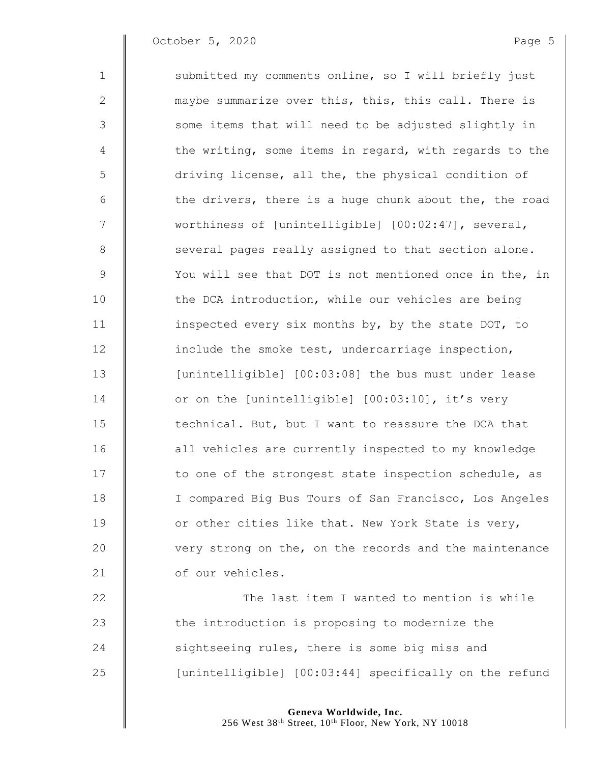submitted my comments online, so I will briefly just maybe summarize over this, this, this call. There is some items that will need to be adjusted slightly in the writing, some items in regard, with regards to the driving license, all the, the physical condition of the drivers, there is a huge chunk about the, the road worthiness of [unintelligible] [00:02:47], several, several pages really assigned to that section alone. You will see that DOT is not mentioned once in the, in the DCA introduction, while our vehicles are being inspected every six months by, by the state DOT, to include the smoke test, undercarriage inspection, [unintelligible] [00:03:08] the bus must under lease or on the [unintelligible] [00:03:10], it's very technical. But, but I want to reassure the DCA that all vehicles are currently inspected to my knowledge to one of the strongest state inspection schedule, as I compared Big Bus Tours of San Francisco, Los Angeles or other cities like that. New York State is very, very strong on the, on the records and the maintenance of our vehicles.

The last item I wanted to mention is while the introduction is proposing to modernize the sightseeing rules, there is some big miss and [unintelligible] [00:03:44] specifically on the refund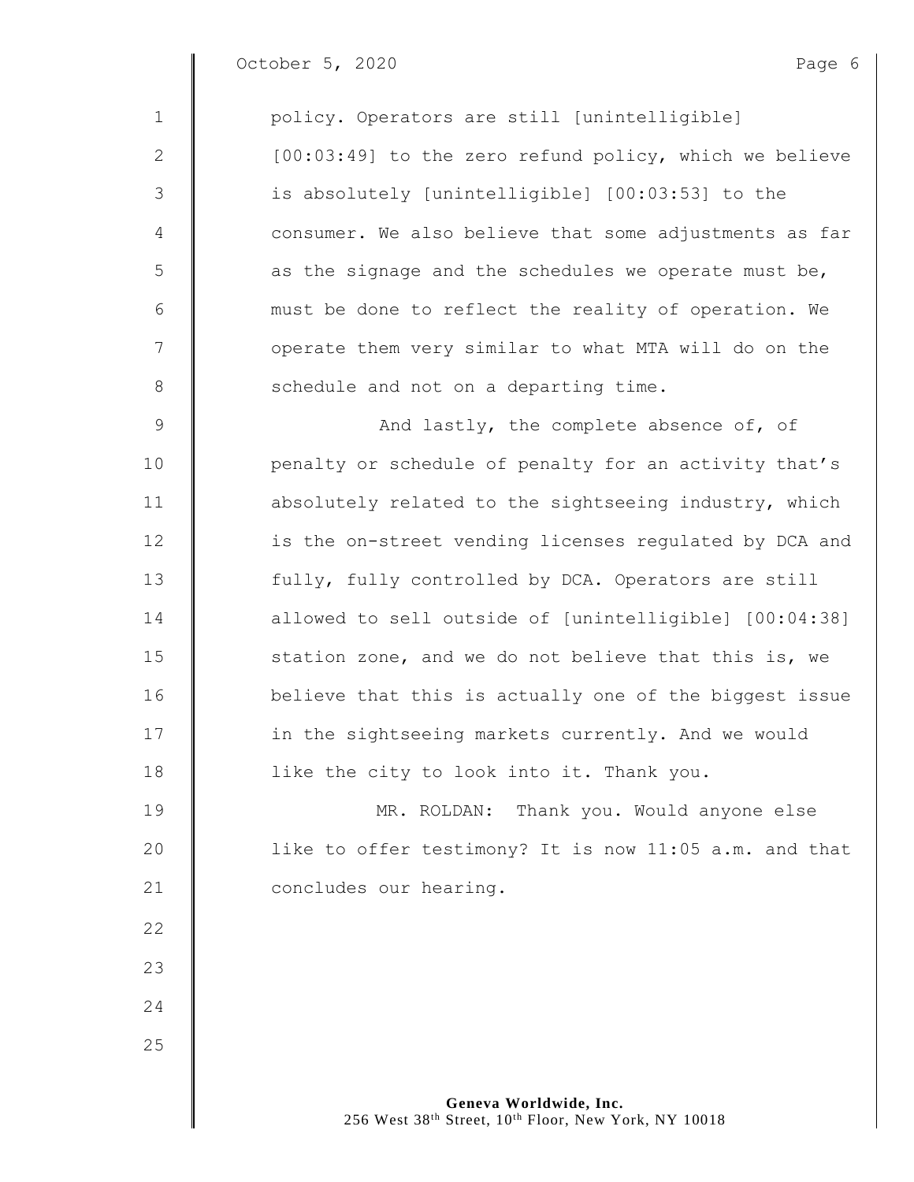policy. Operators are still [unintelligible] [00:03:49] to the zero refund policy, which we believe is absolutely [unintelligible] [00:03:53] to the consumer. We also believe that some adjustments as far as the signage and the schedules we operate must be, must be done to reflect the reality of operation. We operate them very similar to what MTA will do on the schedule and not on a departing time.

And lastly, the complete absence of, of penalty or schedule of penalty for an activity that's absolutely related to the sightseeing industry, which is the on-street vending licenses regulated by DCA and fully, fully controlled by DCA. Operators are still allowed to sell outside of [unintelligible] [00:04:38] station zone, and we do not believe that this is, we believe that this is actually one of the biggest issue in the sightseeing markets currently. And we would like the city to look into it. Thank you.

MR. ROLDAN: Thank you. Would anyone else like to offer testimony? It is now 11:05 a.m. and that concludes our hearing.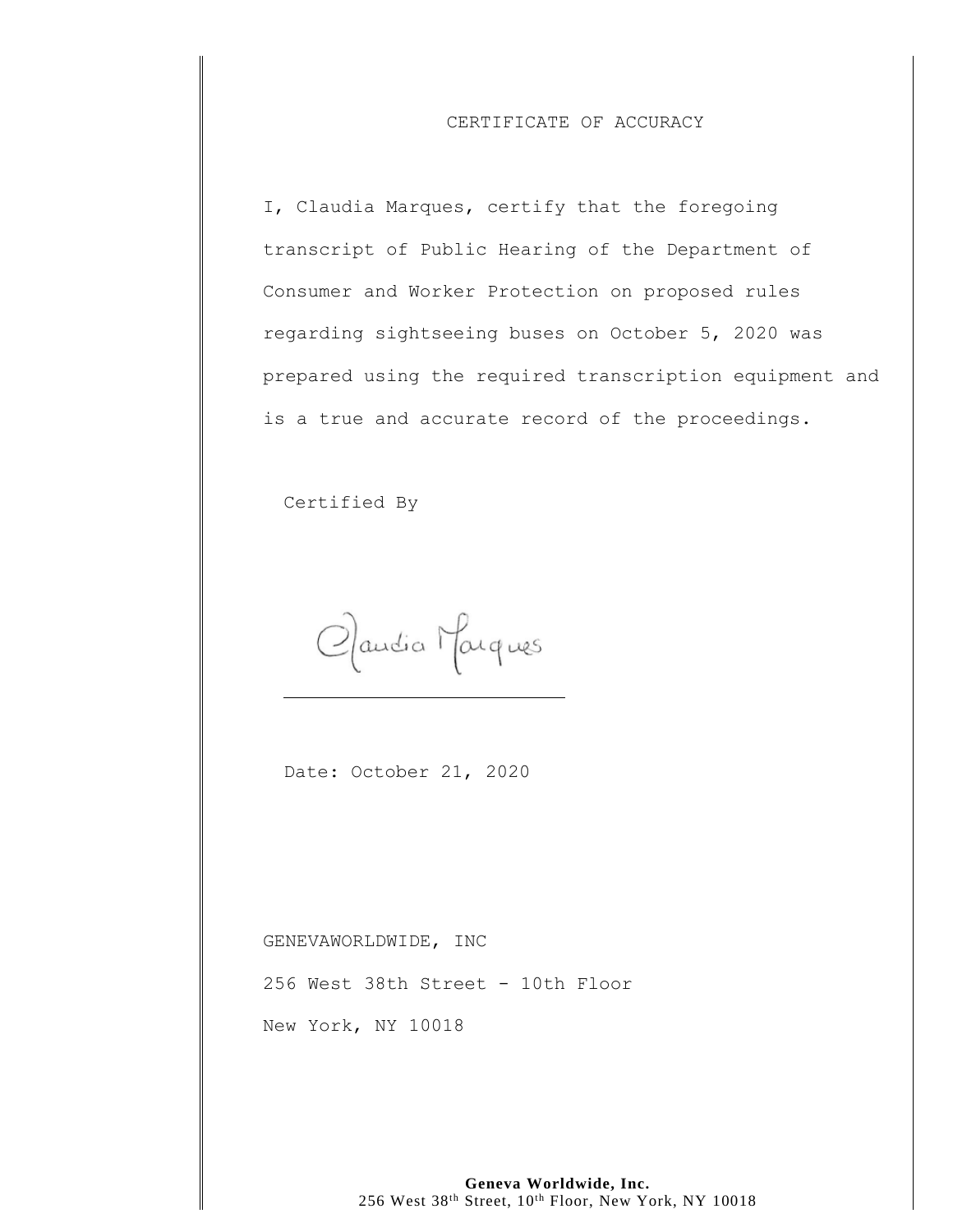# CERTIFICATE OF ACCURACY

I, Claudia Marques, certify that the foregoing transcript of Public Hearing of the Department of Consumer and Worker Protection on proposed rules regarding sightseeing buses on October 5, 2020 was prepared using the required transcription equipment and is a true and accurate record of the proceedings.

Certified By

Claudia Marques

\_\_\_\_\_\_\_\_\_\_\_\_\_\_\_\_\_\_\_\_\_\_\_\_\_\_\_\_\_\_

Date: October 21, 2020

GENEVAWORLDWIDE, INC

256 West 38th Street - 10th Floor

New York, NY 10018